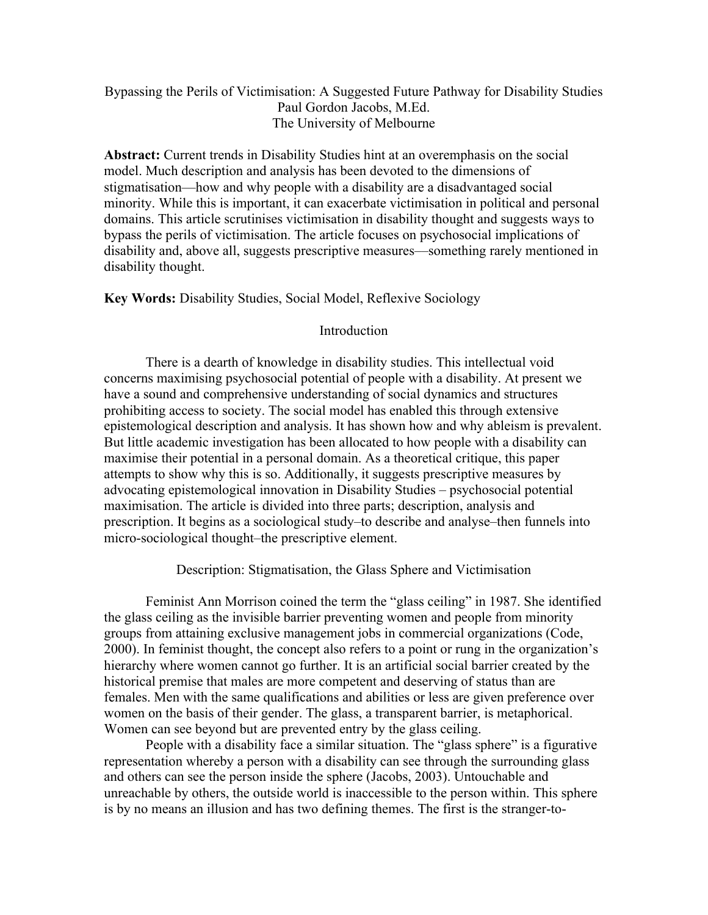# Bypassing the Perils of Victimisation: A Suggested Future Pathway for Disability Studies

Paul Gordon Jacobs, M.Ed.
The University of Melbourne

**Abstract:** Current trends in Disability Studies hint at an overemphasis on the social model. Much description and analysis has been devoted to the dimensions of stigmatisation—how and why people with a disability are a disadvantaged social minority. While this is important, it can exacerbate victimisation in political and personal domains. This article scrutinises victimisation in disability thought and suggests ways to bypass the perils of victimisation. The article focuses on psychosocial implications of disability and, above all, suggests prescriptive measures—something rarely mentioned in disability thought.

**Key Words:** Disability Studies, Social Model, Reflexive Sociology

## Introduction

There is a dearth of knowledge in disability studies. This intellectual void concerns maximising psychosocial potential of people with a disability. At present we have a sound and comprehensive understanding of social dynamics and structures prohibiting access to society. The social model has enabled this through extensive epistemological description and analysis. It has shown how and why ableism is prevalent. But little academic investigation has been allocated to how people with a disability can maximise their potential in a personal domain. As a theoretical critique, this paper attempts to show why this is so. Additionally, it suggests prescriptive measures by advocating epistemological innovation in Disability Studies – psychosocial potential maximisation. The article is divided into three parts; description, analysis and prescription. It begins as a sociological study–to describe and analyse–then funnels into micro-sociological thought–the prescriptive element.

## Description: Stigmatisation, the Glass Sphere and Victimisation

Feminist Ann Morrison coined the term the "glass ceiling" in 1987. She identified the glass ceiling as the invisible barrier preventing women and people from minority groups from attaining exclusive management jobs in commercial organizations (Code, 2000). In feminist thought, the concept also refers to a point or rung in the organization's hierarchy where women cannot go further. It is an artificial social barrier created by the historical premise that males are more competent and deserving of status than are females. Men with the same qualifications and abilities or less are given preference over women on the basis of their gender. The glass, a transparent barrier, is metaphorical. Women can see beyond but are prevented entry by the glass ceiling.

People with a disability face a similar situation. The "glass sphere" is a figurative representation whereby a person with a disability can see through the surrounding glass and others can see the person inside the sphere (Jacobs, 2003). Untouchable and unreachable by others, the outside world is inaccessible to the person within. This sphere is by no means an illusion and has two defining themes. The first is the stranger-to-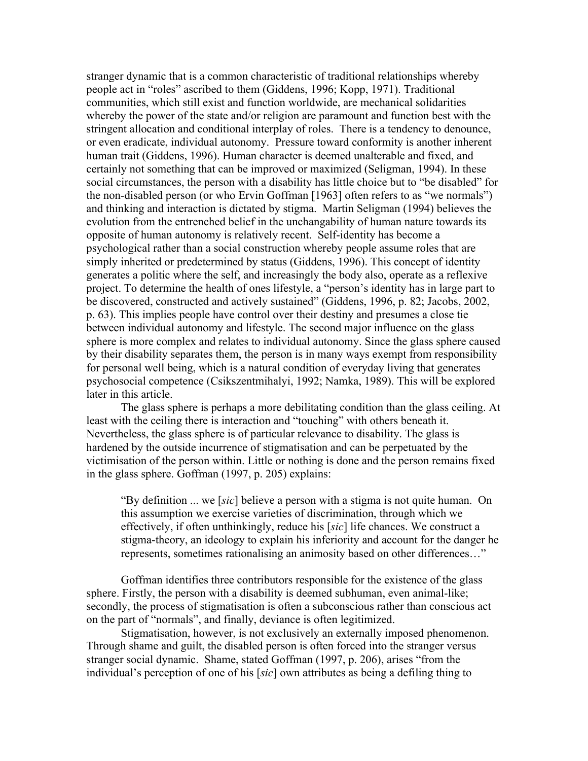stranger dynamic that is a common characteristic of traditional relationships whereby people act in "roles" ascribed to them (Giddens, 1996; Kopp, 1971). Traditional communities, which still exist and function worldwide, are mechanical solidarities whereby the power of the state and/or religion are paramount and function best with the stringent allocation and conditional interplay of roles. There is a tendency to denounce, or even eradicate, individual autonomy. Pressure toward conformity is another inherent human trait (Giddens, 1996). Human character is deemed unalterable and fixed, and certainly not something that can be improved or maximized (Seligman, 1994). In these social circumstances, the person with a disability has little choice but to "be disabled" for the non-disabled person (or who Ervin Goffman [1963] often refers to as "we normals") and thinking and interaction is dictated by stigma. Martin Seligman (1994) believes the evolution from the entrenched belief in the unchangability of human nature towards its opposite of human autonomy is relatively recent. Self-identity has become a psychological rather than a social construction whereby people assume roles that are simply inherited or predetermined by status (Giddens, 1996). This concept of identity generates a politic where the self, and increasingly the body also, operate as a reflexive project. To determine the health of ones lifestyle, a "person's identity has in large part to be discovered, constructed and actively sustained" (Giddens, 1996, p. 82; Jacobs, 2002, p. 63). This implies people have control over their destiny and presumes a close tie between individual autonomy and lifestyle. The second major influence on the glass sphere is more complex and relates to individual autonomy. Since the glass sphere caused by their disability separates them, the person is in many ways exempt from responsibility for personal well being, which is a natural condition of everyday living that generates psychosocial competence (Csikszentmihalyi, 1992; Namka, 1989). This will be explored later in this article.

The glass sphere is perhaps a more debilitating condition than the glass ceiling. At least with the ceiling there is interaction and "touching" with others beneath it. Nevertheless, the glass sphere is of particular relevance to disability. The glass is hardened by the outside incurrence of stigmatisation and can be perpetuated by the victimisation of the person within. Little or nothing is done and the person remains fixed in the glass sphere. Goffman (1997, p. 205) explains:

> "By definition ... we [*sic*] believe a person with a stigma is not quite human. On this assumption we exercise varieties of discrimination, through which we effectively, if often unthinkingly, reduce his [*sic*] life chances. We construct a stigma-theory, an ideology to explain his inferiority and account for the danger he represents, sometimes rationalising an animosity based on other differences…"

Goffman identifies three contributors responsible for the existence of the glass sphere. Firstly, the person with a disability is deemed subhuman, even animal-like; secondly, the process of stigmatisation is often a subconscious rather than conscious act on the part of "normals", and finally, deviance is often legitimized.

Stigmatisation, however, is not exclusively an externally imposed phenomenon. Through shame and guilt, the disabled person is often forced into the stranger versus stranger social dynamic. Shame, stated Goffman (1997, p. 206), arises "from the individual's perception of one of his [*sic*] own attributes as being a defiling thing to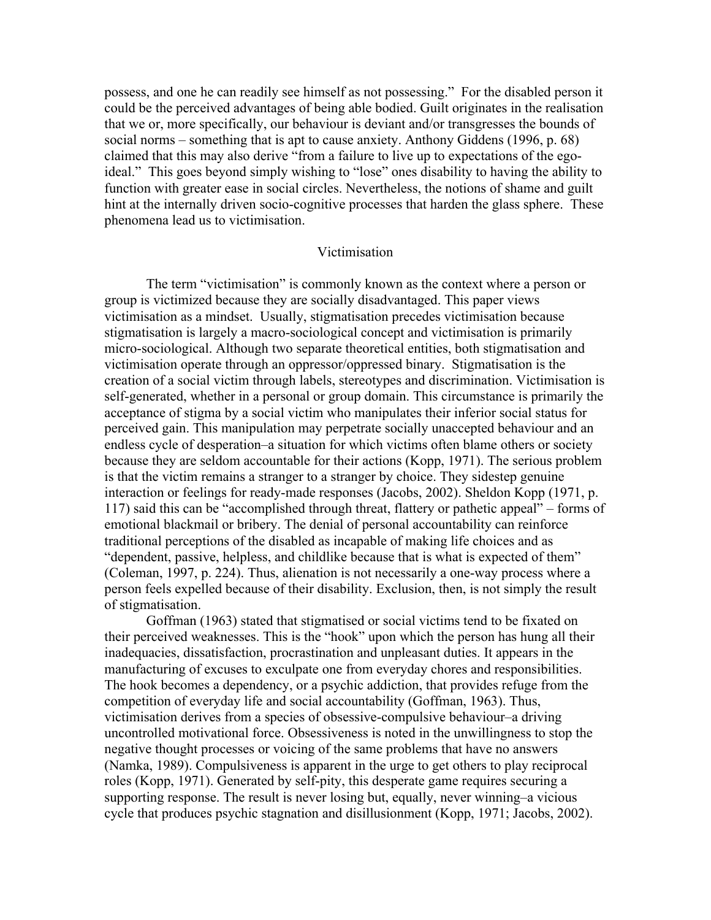possess, and one he can readily see himself as not possessing." For the disabled person it could be the perceived advantages of being able bodied. Guilt originates in the realisation that we or, more specifically, our behaviour is deviant and/or transgresses the bounds of social norms – something that is apt to cause anxiety. Anthony Giddens (1996, p. 68) claimed that this may also derive "from a failure to live up to expectations of the ego-ideal." This goes beyond simply wishing to "lose" ones disability to having the ability to function with greater ease in social circles. Nevertheless, the notions of shame and guilt hint at the internally driven socio-cognitive processes that harden the glass sphere. These phenomena lead us to victimisation.

## Victimisation

The term "victimisation" is commonly known as the context where a person or group is victimized because they are socially disadvantaged. This paper views victimisation as a mindset. Usually, stigmatisation precedes victimisation because stigmatisation is largely a macro-sociological concept and victimisation is primarily micro-sociological. Although two separate theoretical entities, both stigmatisation and victimisation operate through an oppressor/oppressed binary. Stigmatisation is the creation of a social victim through labels, stereotypes and discrimination. Victimisation is self-generated, whether in a personal or group domain. This circumstance is primarily the acceptance of stigma by a social victim who manipulates their inferior social status for perceived gain. This manipulation may perpetrate socially unaccepted behaviour and an endless cycle of desperation–a situation for which victims often blame others or society because they are seldom accountable for their actions (Kopp, 1971). The serious problem is that the victim remains a stranger to a stranger by choice. They sidestep genuine interaction or feelings for ready-made responses (Jacobs, 2002). Sheldon Kopp (1971, p. 117) said this can be "accomplished through threat, flattery or pathetic appeal" – forms of emotional blackmail or bribery. The denial of personal accountability can reinforce traditional perceptions of the disabled as incapable of making life choices and as "dependent, passive, helpless, and childlike because that is what is expected of them" (Coleman, 1997, p. 224). Thus, alienation is not necessarily a one-way process where a person feels expelled because of their disability. Exclusion, then, is not simply the result of stigmatisation.

Goffman (1963) stated that stigmatised or social victims tend to be fixated on their perceived weaknesses. This is the "hook" upon which the person has hung all their inadequacies, dissatisfaction, procrastination and unpleasant duties. It appears in the manufacturing of excuses to exculpate one from everyday chores and responsibilities. The hook becomes a dependency, or a psychic addiction, that provides refuge from the competition of everyday life and social accountability (Goffman, 1963). Thus, victimisation derives from a species of obsessive-compulsive behaviour–a driving uncontrolled motivational force. Obsessiveness is noted in the unwillingness to stop the negative thought processes or voicing of the same problems that have no answers (Namka, 1989). Compulsiveness is apparent in the urge to get others to play reciprocal roles (Kopp, 1971). Generated by self-pity, this desperate game requires securing a supporting response. The result is never losing but, equally, never winning–a vicious cycle that produces psychic stagnation and disillusionment (Kopp, 1971; Jacobs, 2002).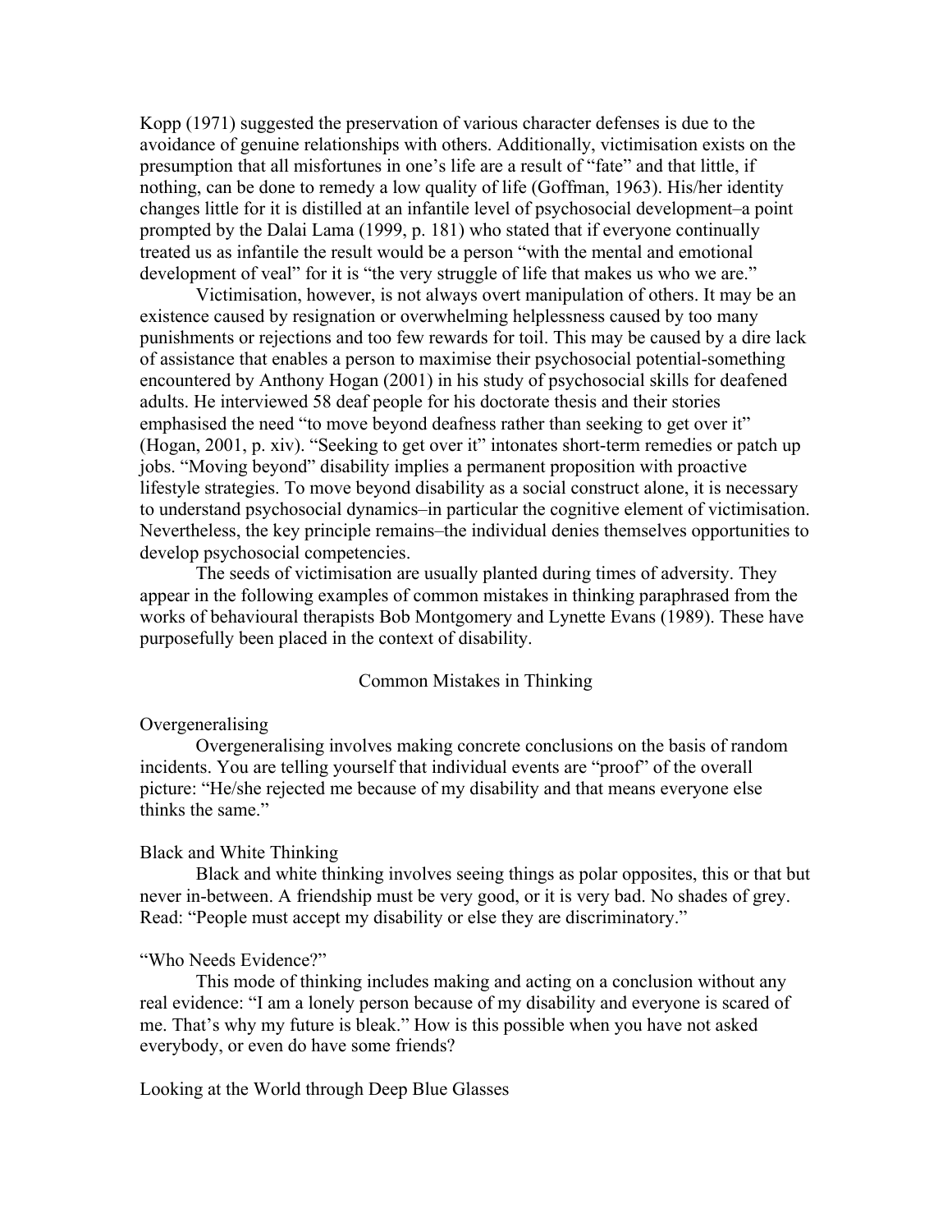Kopp (1971) suggested the preservation of various character defenses is due to the avoidance of genuine relationships with others. Additionally, victimisation exists on the presumption that all misfortunes in one's life are a result of "fate" and that little, if nothing, can be done to remedy a low quality of life (Goffman, 1963). His/her identity changes little for it is distilled at an infantile level of psychosocial development–a point prompted by the Dalai Lama (1999, p. 181) who stated that if everyone continually treated us as infantile the result would be a person "with the mental and emotional development of veal" for it is "the very struggle of life that makes us who we are."

Victimisation, however, is not always overt manipulation of others. It may be an existence caused by resignation or overwhelming helplessness caused by too many punishments or rejections and too few rewards for toil. This may be caused by a dire lack of assistance that enables a person to maximise their psychosocial potential-something encountered by Anthony Hogan (2001) in his study of psychosocial skills for deafened adults. He interviewed 58 deaf people for his doctorate thesis and their stories emphasised the need "to move beyond deafness rather than seeking to get over it" (Hogan, 2001, p. xiv). "Seeking to get over it" intonates short-term remedies or patch up jobs. "Moving beyond" disability implies a permanent proposition with proactive lifestyle strategies. To move beyond disability as a social construct alone, it is necessary to understand psychosocial dynamics–in particular the cognitive element of victimisation. Nevertheless, the key principle remains–the individual denies themselves opportunities to develop psychosocial competencies.

The seeds of victimisation are usually planted during times of adversity. They appear in the following examples of common mistakes in thinking paraphrased from the works of behavioural therapists Bob Montgomery and Lynette Evans (1989). These have purposefully been placed in the context of disability.

## Common Mistakes in Thinking

### Overgeneralising

Overgeneralising involves making concrete conclusions on the basis of random incidents. You are telling yourself that individual events are "proof" of the overall picture: "He/she rejected me because of my disability and that means everyone else thinks the same."

### Black and White Thinking

Black and white thinking involves seeing things as polar opposites, this or that but never in-between. A friendship must be very good, or it is very bad. No shades of grey. Read: "People must accept my disability or else they are discriminatory."

### "Who Needs Evidence?"

This mode of thinking includes making and acting on a conclusion without any real evidence: "I am a lonely person because of my disability and everyone is scared of me. That's why my future is bleak." How is this possible when you have not asked everybody, or even do have some friends?

### Looking at the World through Deep Blue Glasses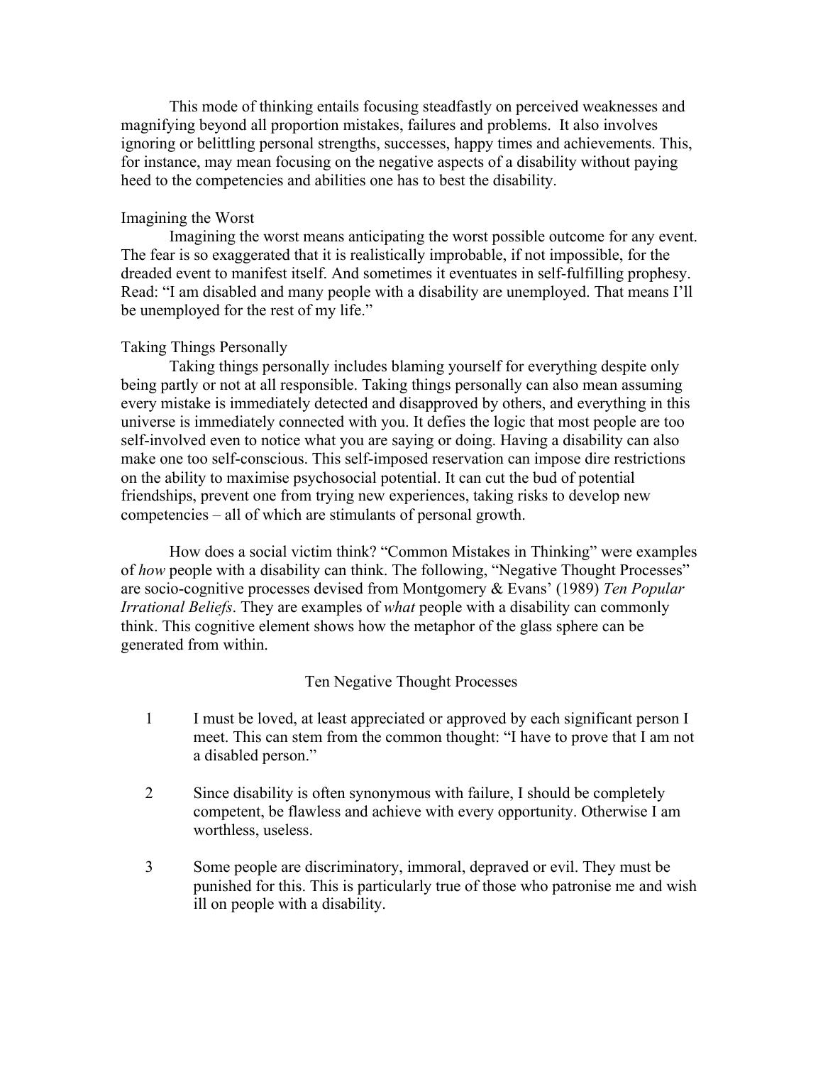This mode of thinking entails focusing steadfastly on perceived weaknesses and magnifying beyond all proportion mistakes, failures and problems. It also involves ignoring or belittling personal strengths, successes, happy times and achievements. This, for instance, may mean focusing on the negative aspects of a disability without paying heed to the competencies and abilities one has to best the disability.

### Imagining the Worst

Imagining the worst means anticipating the worst possible outcome for any event. The fear is so exaggerated that it is realistically improbable, if not impossible, for the dreaded event to manifest itself. And sometimes it eventuates in self-fulfilling prophesy. Read: "I am disabled and many people with a disability are unemployed. That means I'll be unemployed for the rest of my life."

### Taking Things Personally

Taking things personally includes blaming yourself for everything despite only being partly or not at all responsible. Taking things personally can also mean assuming every mistake is immediately detected and disapproved by others, and everything in this universe is immediately connected with you. It defies the logic that most people are too self-involved even to notice what you are saying or doing. Having a disability can also make one too self-conscious. This self-imposed reservation can impose dire restrictions on the ability to maximise psychosocial potential. It can cut the bud of potential friendships, prevent one from trying new experiences, taking risks to develop new competencies – all of which are stimulants of personal growth.

How does a social victim think? "Common Mistakes in Thinking" were examples of *how* people with a disability can think. The following, "Negative Thought Processes" are socio-cognitive processes devised from Montgomery & Evans' (1989) *Ten Popular Irrational Beliefs*. They are examples of *what* people with a disability can commonly think. This cognitive element shows how the metaphor of the glass sphere can be generated from within.

### Ten Negative Thought Processes

1. I must be loved, at least appreciated or approved by each significant person I meet. This can stem from the common thought: "I have to prove that I am not a disabled person."

2. Since disability is often synonymous with failure, I should be completely competent, be flawless and achieve with every opportunity. Otherwise I am worthless, useless.

3. Some people are discriminatory, immoral, depraved or evil. They must be punished for this. This is particularly true of those who patronise me and wish ill on people with a disability.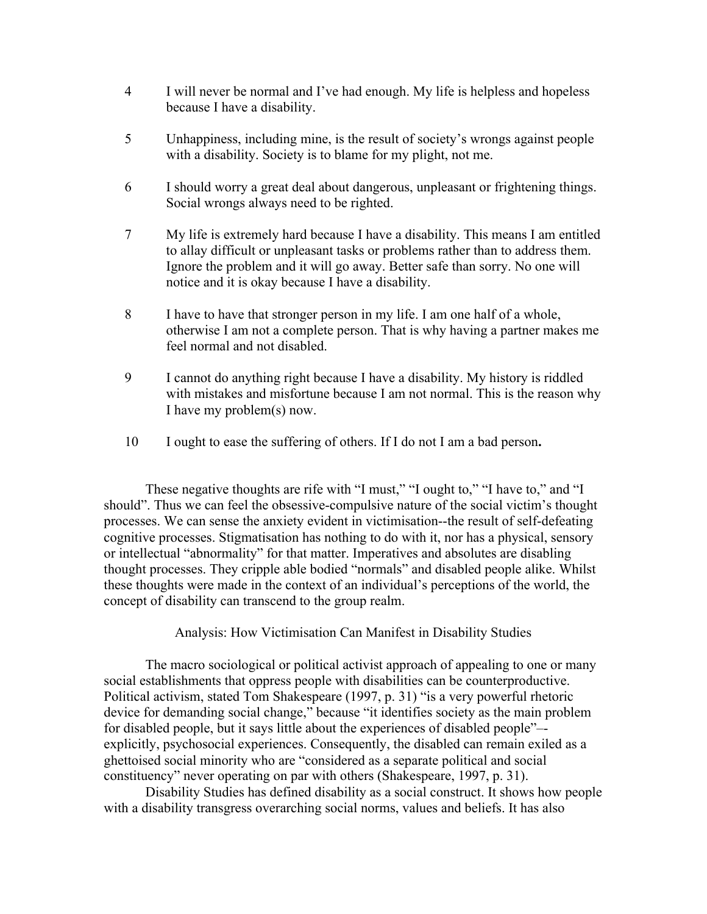4 I will never be normal and I've had enough. My life is helpless and hopeless because I have a disability.

5 Unhappiness, including mine, is the result of society's wrongs against people with a disability. Society is to blame for my plight, not me.

6 I should worry a great deal about dangerous, unpleasant or frightening things. Social wrongs always need to be righted.

7 My life is extremely hard because I have a disability. This means I am entitled to allay difficult or unpleasant tasks or problems rather than to address them. Ignore the problem and it will go away. Better safe than sorry. No one will notice and it is okay because I have a disability.

8 I have to have that stronger person in my life. I am one half of a whole, otherwise I am not a complete person. That is why having a partner makes me feel normal and not disabled.

9 I cannot do anything right because I have a disability. My history is riddled with mistakes and misfortune because I am not normal. This is the reason why I have my problem(s) now.

10 I ought to ease the suffering of others. If I do not I am a bad person**.**

These negative thoughts are rife with "I must," "I ought to," "I have to," and "I should". Thus we can feel the obsessive-compulsive nature of the social victim's thought processes. We can sense the anxiety evident in victimisation--the result of self-defeating cognitive processes. Stigmatisation has nothing to do with it, nor has a physical, sensory or intellectual "abnormality" for that matter. Imperatives and absolutes are disabling thought processes. They cripple able bodied "normals" and disabled people alike. Whilst these thoughts were made in the context of an individual's perceptions of the world, the concept of disability can transcend to the group realm.

## Analysis: How Victimisation Can Manifest in Disability Studies

The macro sociological or political activist approach of appealing to one or many social establishments that oppress people with disabilities can be counterproductive. Political activism, stated Tom Shakespeare (1997, p. 31) "is a very powerful rhetoric device for demanding social change," because "it identifies society as the main problem for disabled people, but it says little about the experiences of disabled people"–-explicitly, psychosocial experiences. Consequently, the disabled can remain exiled as a ghettoised social minority who are "considered as a separate political and social constituency" never operating on par with others (Shakespeare, 1997, p. 31).

Disability Studies has defined disability as a social construct. It shows how people with a disability transgress overarching social norms, values and beliefs. It has also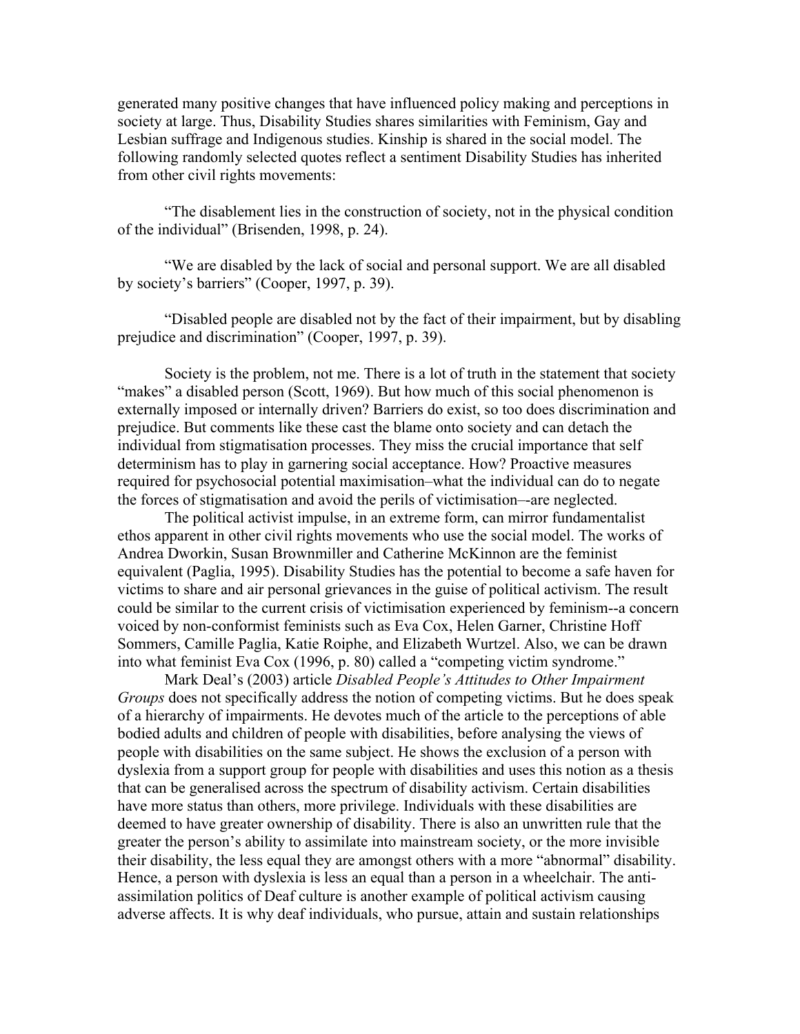generated many positive changes that have influenced policy making and perceptions in society at large. Thus, Disability Studies shares similarities with Feminism, Gay and Lesbian suffrage and Indigenous studies. Kinship is shared in the social model. The following randomly selected quotes reflect a sentiment Disability Studies has inherited from other civil rights movements:

"The disablement lies in the construction of society, not in the physical condition of the individual" (Brisenden, 1998, p. 24).

"We are disabled by the lack of social and personal support. We are all disabled by society's barriers" (Cooper, 1997, p. 39).

"Disabled people are disabled not by the fact of their impairment, but by disabling prejudice and discrimination" (Cooper, 1997, p. 39).

Society is the problem, not me. There is a lot of truth in the statement that society "makes" a disabled person (Scott, 1969). But how much of this social phenomenon is externally imposed or internally driven? Barriers do exist, so too does discrimination and prejudice. But comments like these cast the blame onto society and can detach the individual from stigmatisation processes. They miss the crucial importance that self determinism has to play in garnering social acceptance. How? Proactive measures required for psychosocial potential maximisation–what the individual can do to negate the forces of stigmatisation and avoid the perils of victimisation–-are neglected.

The political activist impulse, in an extreme form, can mirror fundamentalist ethos apparent in other civil rights movements who use the social model. The works of Andrea Dworkin, Susan Brownmiller and Catherine McKinnon are the feminist equivalent (Paglia, 1995). Disability Studies has the potential to become a safe haven for victims to share and air personal grievances in the guise of political activism. The result could be similar to the current crisis of victimisation experienced by feminism--a concern voiced by non-conformist feminists such as Eva Cox, Helen Garner, Christine Hoff Sommers, Camille Paglia, Katie Roiphe, and Elizabeth Wurtzel. Also, we can be drawn into what feminist Eva Cox (1996, p. 80) called a "competing victim syndrome."

Mark Deal's (2003) article *Disabled People's Attitudes to Other Impairment Groups* does not specifically address the notion of competing victims. But he does speak of a hierarchy of impairments. He devotes much of the article to the perceptions of able bodied adults and children of people with disabilities, before analysing the views of people with disabilities on the same subject. He shows the exclusion of a person with dyslexia from a support group for people with disabilities and uses this notion as a thesis that can be generalised across the spectrum of disability activism. Certain disabilities have more status than others, more privilege. Individuals with these disabilities are deemed to have greater ownership of disability. There is also an unwritten rule that the greater the person's ability to assimilate into mainstream society, or the more invisible their disability, the less equal they are amongst others with a more "abnormal" disability. Hence, a person with dyslexia is less an equal than a person in a wheelchair. The anti-assimilation politics of Deaf culture is another example of political activism causing adverse affects. It is why deaf individuals, who pursue, attain and sustain relationships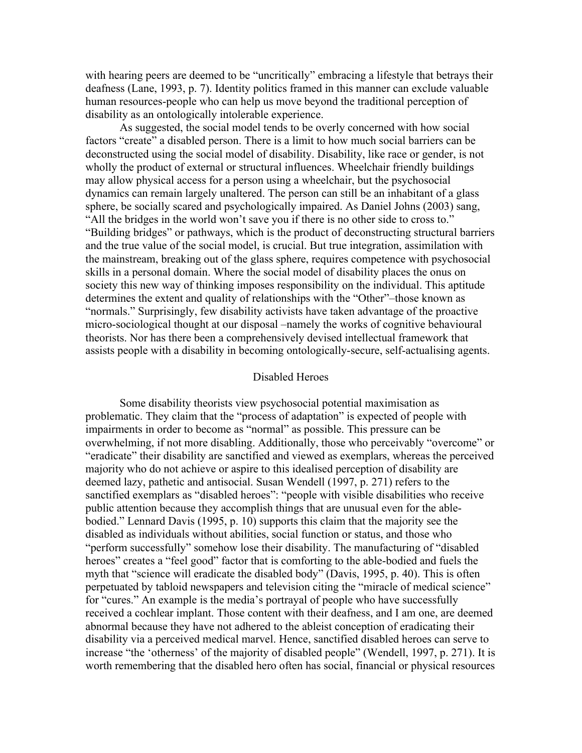with hearing peers are deemed to be "uncritically" embracing a lifestyle that betrays their deafness (Lane, 1993, p. 7). Identity politics framed in this manner can exclude valuable human resources-people who can help us move beyond the traditional perception of disability as an ontologically intolerable experience.

As suggested, the social model tends to be overly concerned with how social factors "create" a disabled person. There is a limit to how much social barriers can be deconstructed using the social model of disability. Disability, like race or gender, is not wholly the product of external or structural influences. Wheelchair friendly buildings may allow physical access for a person using a wheelchair, but the psychosocial dynamics can remain largely unaltered. The person can still be an inhabitant of a glass sphere, be socially scared and psychologically impaired. As Daniel Johns (2003) sang, "All the bridges in the world won't save you if there is no other side to cross to." "Building bridges" or pathways, which is the product of deconstructing structural barriers and the true value of the social model, is crucial. But true integration, assimilation with the mainstream, breaking out of the glass sphere, requires competence with psychosocial skills in a personal domain. Where the social model of disability places the onus on society this new way of thinking imposes responsibility on the individual. This aptitude determines the extent and quality of relationships with the "Other"–those known as "normals." Surprisingly, few disability activists have taken advantage of the proactive micro-sociological thought at our disposal –namely the works of cognitive behavioural theorists. Nor has there been a comprehensively devised intellectual framework that assists people with a disability in becoming ontologically-secure, self-actualising agents.

## Disabled Heroes

Some disability theorists view psychosocial potential maximisation as problematic. They claim that the "process of adaptation" is expected of people with impairments in order to become as "normal" as possible. This pressure can be overwhelming, if not more disabling. Additionally, those who perceivably "overcome" or "eradicate" their disability are sanctified and viewed as exemplars, whereas the perceived majority who do not achieve or aspire to this idealised perception of disability are deemed lazy, pathetic and antisocial. Susan Wendell (1997, p. 271) refers to the sanctified exemplars as "disabled heroes": "people with visible disabilities who receive public attention because they accomplish things that are unusual even for the able-bodied." Lennard Davis (1995, p. 10) supports this claim that the majority see the disabled as individuals without abilities, social function or status, and those who "perform successfully" somehow lose their disability. The manufacturing of "disabled heroes" creates a "feel good" factor that is comforting to the able-bodied and fuels the myth that "science will eradicate the disabled body" (Davis, 1995, p. 40). This is often perpetuated by tabloid newspapers and television citing the "miracle of medical science" for "cures." An example is the media's portrayal of people who have successfully received a cochlear implant. Those content with their deafness, and I am one, are deemed abnormal because they have not adhered to the ableist conception of eradicating their disability via a perceived medical marvel. Hence, sanctified disabled heroes can serve to increase "the 'otherness' of the majority of disabled people" (Wendell, 1997, p. 271). It is worth remembering that the disabled hero often has social, financial or physical resources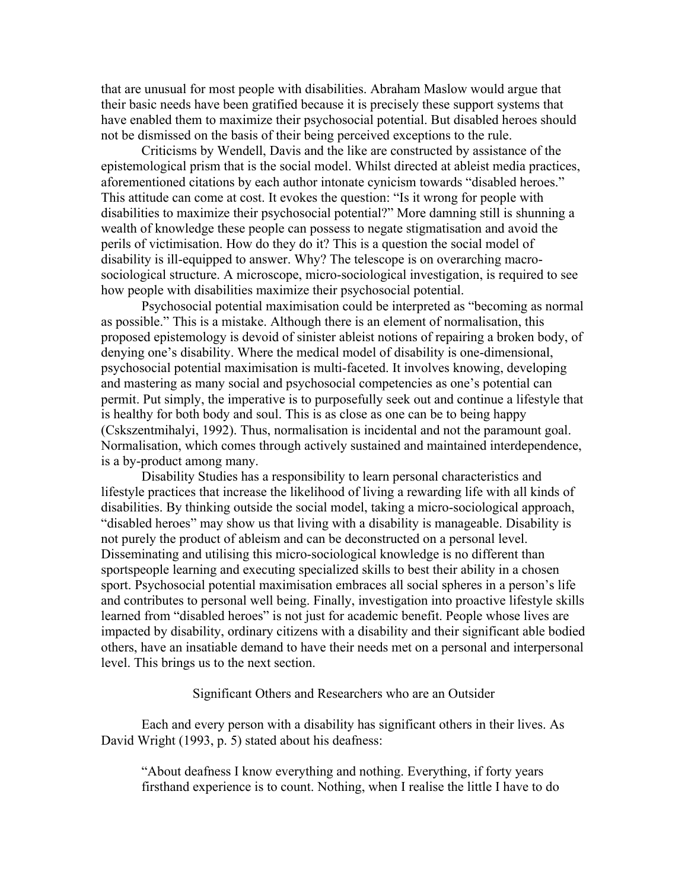that are unusual for most people with disabilities. Abraham Maslow would argue that their basic needs have been gratified because it is precisely these support systems that have enabled them to maximize their psychosocial potential. But disabled heroes should not be dismissed on the basis of their being perceived exceptions to the rule.

Criticisms by Wendell, Davis and the like are constructed by assistance of the epistemological prism that is the social model. Whilst directed at ableist media practices, aforementioned citations by each author intonate cynicism towards "disabled heroes." This attitude can come at cost. It evokes the question: "Is it wrong for people with disabilities to maximize their psychosocial potential?" More damning still is shunning a wealth of knowledge these people can possess to negate stigmatisation and avoid the perils of victimisation. How do they do it? This is a question the social model of disability is ill-equipped to answer. Why? The telescope is on overarching macro-sociological structure. A microscope, micro-sociological investigation, is required to see how people with disabilities maximize their psychosocial potential.

Psychosocial potential maximisation could be interpreted as "becoming as normal as possible." This is a mistake. Although there is an element of normalisation, this proposed epistemology is devoid of sinister ableist notions of repairing a broken body, of denying one's disability. Where the medical model of disability is one-dimensional, psychosocial potential maximisation is multi-faceted. It involves knowing, developing and mastering as many social and psychosocial competencies as one's potential can permit. Put simply, the imperative is to purposefully seek out and continue a lifestyle that is healthy for both body and soul. This is as close as one can be to being happy (Cskszentmihalyi, 1992). Thus, normalisation is incidental and not the paramount goal. Normalisation, which comes through actively sustained and maintained interdependence, is a by-product among many.

Disability Studies has a responsibility to learn personal characteristics and lifestyle practices that increase the likelihood of living a rewarding life with all kinds of disabilities. By thinking outside the social model, taking a micro-sociological approach, "disabled heroes" may show us that living with a disability is manageable. Disability is not purely the product of ableism and can be deconstructed on a personal level. Disseminating and utilising this micro-sociological knowledge is no different than sportspeople learning and executing specialized skills to best their ability in a chosen sport. Psychosocial potential maximisation embraces all social spheres in a person's life and contributes to personal well being. Finally, investigation into proactive lifestyle skills learned from "disabled heroes" is not just for academic benefit. People whose lives are impacted by disability, ordinary citizens with a disability and their significant able bodied others, have an insatiable demand to have their needs met on a personal and interpersonal level. This brings us to the next section.

## Significant Others and Researchers who are an Outsider

Each and every person with a disability has significant others in their lives. As David Wright (1993, p. 5) stated about his deafness:

> "About deafness I know everything and nothing. Everything, if forty years firsthand experience is to count. Nothing, when I realise the little I have to do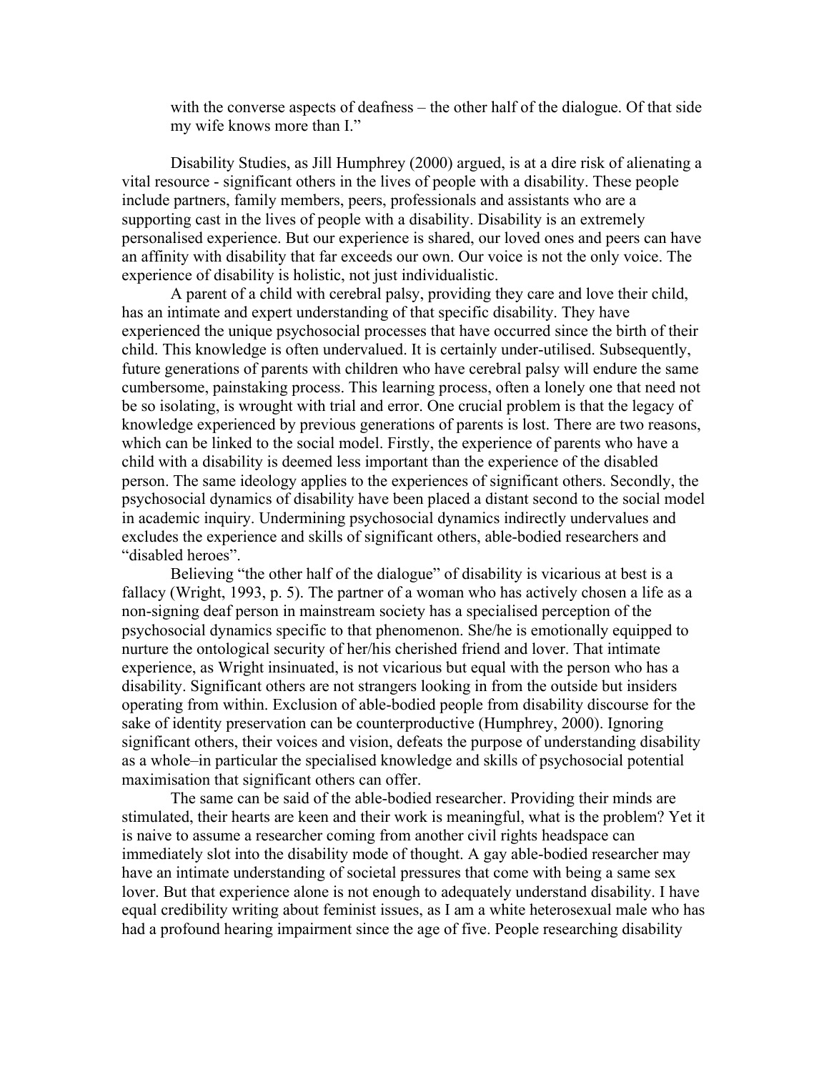with the converse aspects of deafness – the other half of the dialogue. Of that side my wife knows more than I."

Disability Studies, as Jill Humphrey (2000) argued, is at a dire risk of alienating a vital resource - significant others in the lives of people with a disability. These people include partners, family members, peers, professionals and assistants who are a supporting cast in the lives of people with a disability. Disability is an extremely personalised experience. But our experience is shared, our loved ones and peers can have an affinity with disability that far exceeds our own. Our voice is not the only voice. The experience of disability is holistic, not just individualistic.

A parent of a child with cerebral palsy, providing they care and love their child, has an intimate and expert understanding of that specific disability. They have experienced the unique psychosocial processes that have occurred since the birth of their child. This knowledge is often undervalued. It is certainly under-utilised. Subsequently, future generations of parents with children who have cerebral palsy will endure the same cumbersome, painstaking process. This learning process, often a lonely one that need not be so isolating, is wrought with trial and error. One crucial problem is that the legacy of knowledge experienced by previous generations of parents is lost. There are two reasons, which can be linked to the social model. Firstly, the experience of parents who have a child with a disability is deemed less important than the experience of the disabled person. The same ideology applies to the experiences of significant others. Secondly, the psychosocial dynamics of disability have been placed a distant second to the social model in academic inquiry. Undermining psychosocial dynamics indirectly undervalues and excludes the experience and skills of significant others, able-bodied researchers and "disabled heroes".

Believing "the other half of the dialogue" of disability is vicarious at best is a fallacy (Wright, 1993, p. 5). The partner of a woman who has actively chosen a life as a non-signing deaf person in mainstream society has a specialised perception of the psychosocial dynamics specific to that phenomenon. She/he is emotionally equipped to nurture the ontological security of her/his cherished friend and lover. That intimate experience, as Wright insinuated, is not vicarious but equal with the person who has a disability. Significant others are not strangers looking in from the outside but insiders operating from within. Exclusion of able-bodied people from disability discourse for the sake of identity preservation can be counterproductive (Humphrey, 2000). Ignoring significant others, their voices and vision, defeats the purpose of understanding disability as a whole–in particular the specialised knowledge and skills of psychosocial potential maximisation that significant others can offer.

The same can be said of the able-bodied researcher. Providing their minds are stimulated, their hearts are keen and their work is meaningful, what is the problem? Yet it is naive to assume a researcher coming from another civil rights headspace can immediately slot into the disability mode of thought. A gay able-bodied researcher may have an intimate understanding of societal pressures that come with being a same sex lover. But that experience alone is not enough to adequately understand disability. I have equal credibility writing about feminist issues, as I am a white heterosexual male who has had a profound hearing impairment since the age of five. People researching disability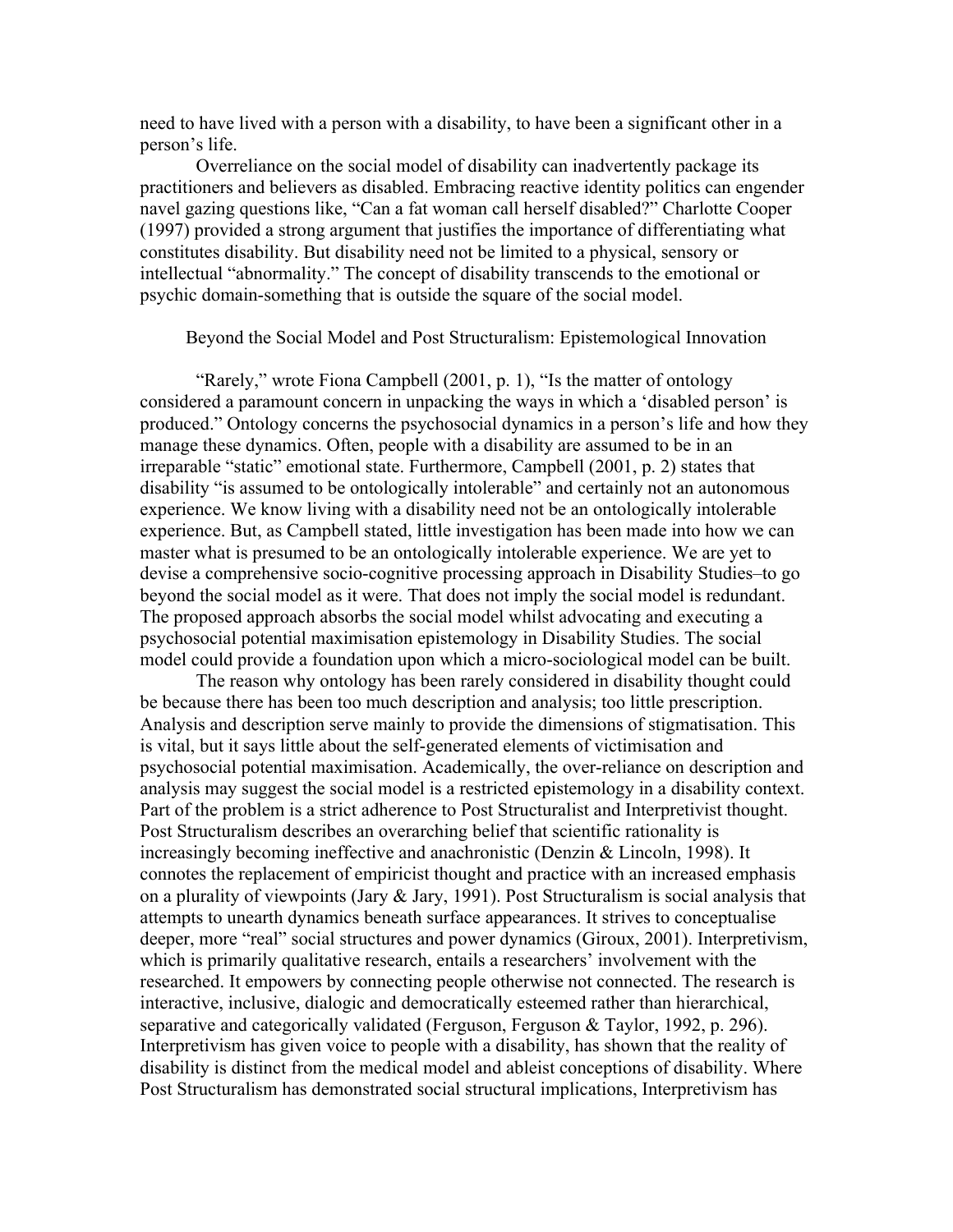need to have lived with a person with a disability, to have been a significant other in a person's life.

Overreliance on the social model of disability can inadvertently package its practitioners and believers as disabled. Embracing reactive identity politics can engender navel gazing questions like, "Can a fat woman call herself disabled?" Charlotte Cooper (1997) provided a strong argument that justifies the importance of differentiating what constitutes disability. But disability need not be limited to a physical, sensory or intellectual "abnormality." The concept of disability transcends to the emotional or psychic domain-something that is outside the square of the social model.

## Beyond the Social Model and Post Structuralism: Epistemological Innovation

"Rarely," wrote Fiona Campbell (2001, p. 1), "Is the matter of ontology considered a paramount concern in unpacking the ways in which a 'disabled person' is produced." Ontology concerns the psychosocial dynamics in a person's life and how they manage these dynamics. Often, people with a disability are assumed to be in an irreparable "static" emotional state. Furthermore, Campbell (2001, p. 2) states that disability "is assumed to be ontologically intolerable" and certainly not an autonomous experience. We know living with a disability need not be an ontologically intolerable experience. But, as Campbell stated, little investigation has been made into how we can master what is presumed to be an ontologically intolerable experience. We are yet to devise a comprehensive socio-cognitive processing approach in Disability Studies–to go beyond the social model as it were. That does not imply the social model is redundant. The proposed approach absorbs the social model whilst advocating and executing a psychosocial potential maximisation epistemology in Disability Studies. The social model could provide a foundation upon which a micro-sociological model can be built.

The reason why ontology has been rarely considered in disability thought could be because there has been too much description and analysis; too little prescription. Analysis and description serve mainly to provide the dimensions of stigmatisation. This is vital, but it says little about the self-generated elements of victimisation and psychosocial potential maximisation. Academically, the over-reliance on description and analysis may suggest the social model is a restricted epistemology in a disability context. Part of the problem is a strict adherence to Post Structuralist and Interpretivist thought. Post Structuralism describes an overarching belief that scientific rationality is increasingly becoming ineffective and anachronistic (Denzin & Lincoln, 1998). It connotes the replacement of empiricist thought and practice with an increased emphasis on a plurality of viewpoints (Jary & Jary, 1991). Post Structuralism is social analysis that attempts to unearth dynamics beneath surface appearances. It strives to conceptualise deeper, more "real" social structures and power dynamics (Giroux, 2001). Interpretivism, which is primarily qualitative research, entails a researchers' involvement with the researched. It empowers by connecting people otherwise not connected. The research is interactive, inclusive, dialogic and democratically esteemed rather than hierarchical, separative and categorically validated (Ferguson, Ferguson & Taylor, 1992, p. 296). Interpretivism has given voice to people with a disability, has shown that the reality of disability is distinct from the medical model and ableist conceptions of disability. Where Post Structuralism has demonstrated social structural implications, Interpretivism has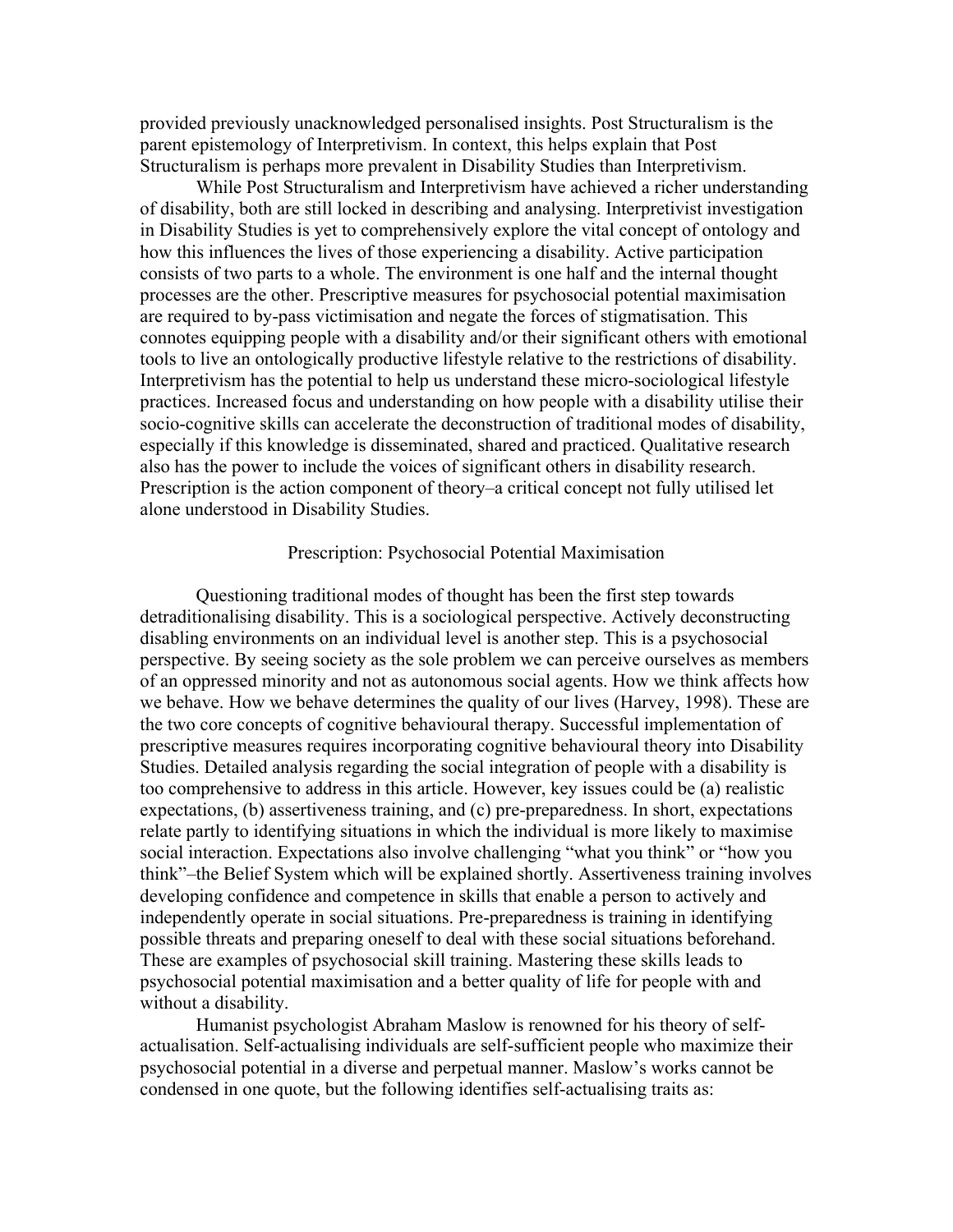provided previously unacknowledged personalised insights. Post Structuralism is the parent epistemology of Interpretivism. In context, this helps explain that Post Structuralism is perhaps more prevalent in Disability Studies than Interpretivism.

While Post Structuralism and Interpretivism have achieved a richer understanding of disability, both are still locked in describing and analysing. Interpretivist investigation in Disability Studies is yet to comprehensively explore the vital concept of ontology and how this influences the lives of those experiencing a disability. Active participation consists of two parts to a whole. The environment is one half and the internal thought processes are the other. Prescriptive measures for psychosocial potential maximisation are required to by-pass victimisation and negate the forces of stigmatisation. This connotes equipping people with a disability and/or their significant others with emotional tools to live an ontologically productive lifestyle relative to the restrictions of disability. Interpretivism has the potential to help us understand these micro-sociological lifestyle practices. Increased focus and understanding on how people with a disability utilise their socio-cognitive skills can accelerate the deconstruction of traditional modes of disability, especially if this knowledge is disseminated, shared and practiced. Qualitative research also has the power to include the voices of significant others in disability research. Prescription is the action component of theory–a critical concept not fully utilised let alone understood in Disability Studies.

## Prescription: Psychosocial Potential Maximisation

Questioning traditional modes of thought has been the first step towards detraditionalising disability. This is a sociological perspective. Actively deconstructing disabling environments on an individual level is another step. This is a psychosocial perspective. By seeing society as the sole problem we can perceive ourselves as members of an oppressed minority and not as autonomous social agents. How we think affects how we behave. How we behave determines the quality of our lives (Harvey, 1998). These are the two core concepts of cognitive behavioural therapy. Successful implementation of prescriptive measures requires incorporating cognitive behavioural theory into Disability Studies. Detailed analysis regarding the social integration of people with a disability is too comprehensive to address in this article. However, key issues could be (a) realistic expectations, (b) assertiveness training, and (c) pre-preparedness. In short, expectations relate partly to identifying situations in which the individual is more likely to maximise social interaction. Expectations also involve challenging "what you think" or "how you think"–the Belief System which will be explained shortly. Assertiveness training involves developing confidence and competence in skills that enable a person to actively and independently operate in social situations. Pre-preparedness is training in identifying possible threats and preparing oneself to deal with these social situations beforehand. These are examples of psychosocial skill training. Mastering these skills leads to psychosocial potential maximisation and a better quality of life for people with and without a disability.

Humanist psychologist Abraham Maslow is renowned for his theory of self-actualisation. Self-actualising individuals are self-sufficient people who maximize their psychosocial potential in a diverse and perpetual manner. Maslow's works cannot be condensed in one quote, but the following identifies self-actualising traits as: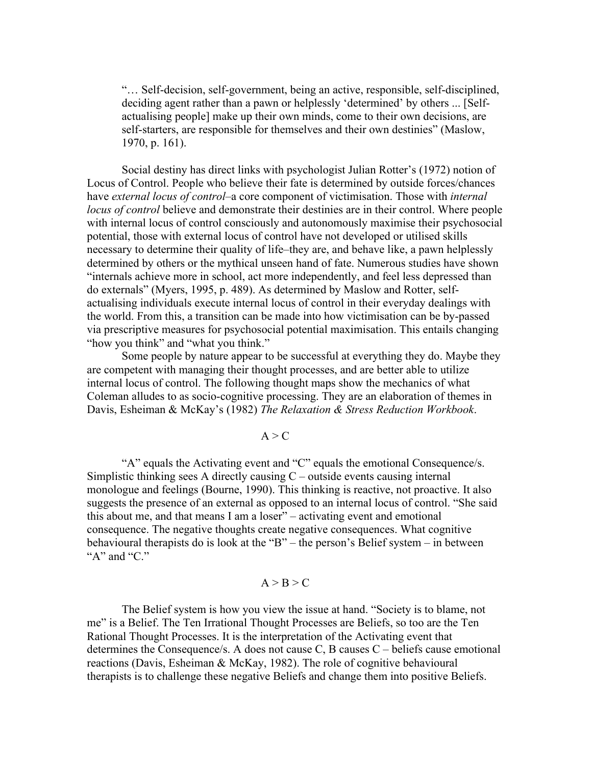> "… Self-decision, self-government, being an active, responsible, self-disciplined, deciding agent rather than a pawn or helplessly 'determined' by others ... [Self-actualising people] make up their own minds, come to their own decisions, are self-starters, are responsible for themselves and their own destinies" (Maslow, 1970, p. 161).

Social destiny has direct links with psychologist Julian Rotter's (1972) notion of Locus of Control. People who believe their fate is determined by outside forces/chances have *external locus of control*–a core component of victimisation. Those with *internal locus of control* believe and demonstrate their destinies are in their control. Where people with internal locus of control consciously and autonomously maximise their psychosocial potential, those with external locus of control have not developed or utilised skills necessary to determine their quality of life–they are, and behave like, a pawn helplessly determined by others or the mythical unseen hand of fate. Numerous studies have shown "internals achieve more in school, act more independently, and feel less depressed than do externals" (Myers, 1995, p. 489). As determined by Maslow and Rotter, self-actualising individuals execute internal locus of control in their everyday dealings with the world. From this, a transition can be made into how victimisation can be by-passed via prescriptive measures for psychosocial potential maximisation. This entails changing "how you think" and "what you think."

Some people by nature appear to be successful at everything they do. Maybe they are competent with managing their thought processes, and are better able to utilize internal locus of control. The following thought maps show the mechanics of what Coleman alludes to as socio-cognitive processing. They are an elaboration of themes in Davis, Esheiman & McKay's (1982) *The Relaxation & Stress Reduction Workbook*.

$$A > C$$

"A" equals the Activating event and "C" equals the emotional Consequence/s. Simplistic thinking sees A directly causing C – outside events causing internal monologue and feelings (Bourne, 1990). This thinking is reactive, not proactive. It also suggests the presence of an external as opposed to an internal locus of control. "She said this about me, and that means I am a loser" – activating event and emotional consequence. The negative thoughts create negative consequences. What cognitive behavioural therapists do is look at the "B" – the person's Belief system – in between "A" and "C."

$$A > B > C$$

The Belief system is how you view the issue at hand. "Society is to blame, not me" is a Belief. The Ten Irrational Thought Processes are Beliefs, so too are the Ten Rational Thought Processes. It is the interpretation of the Activating event that determines the Consequence/s. A does not cause C, B causes C – beliefs cause emotional reactions (Davis, Esheiman & McKay, 1982). The role of cognitive behavioural therapists is to challenge these negative Beliefs and change them into positive Beliefs.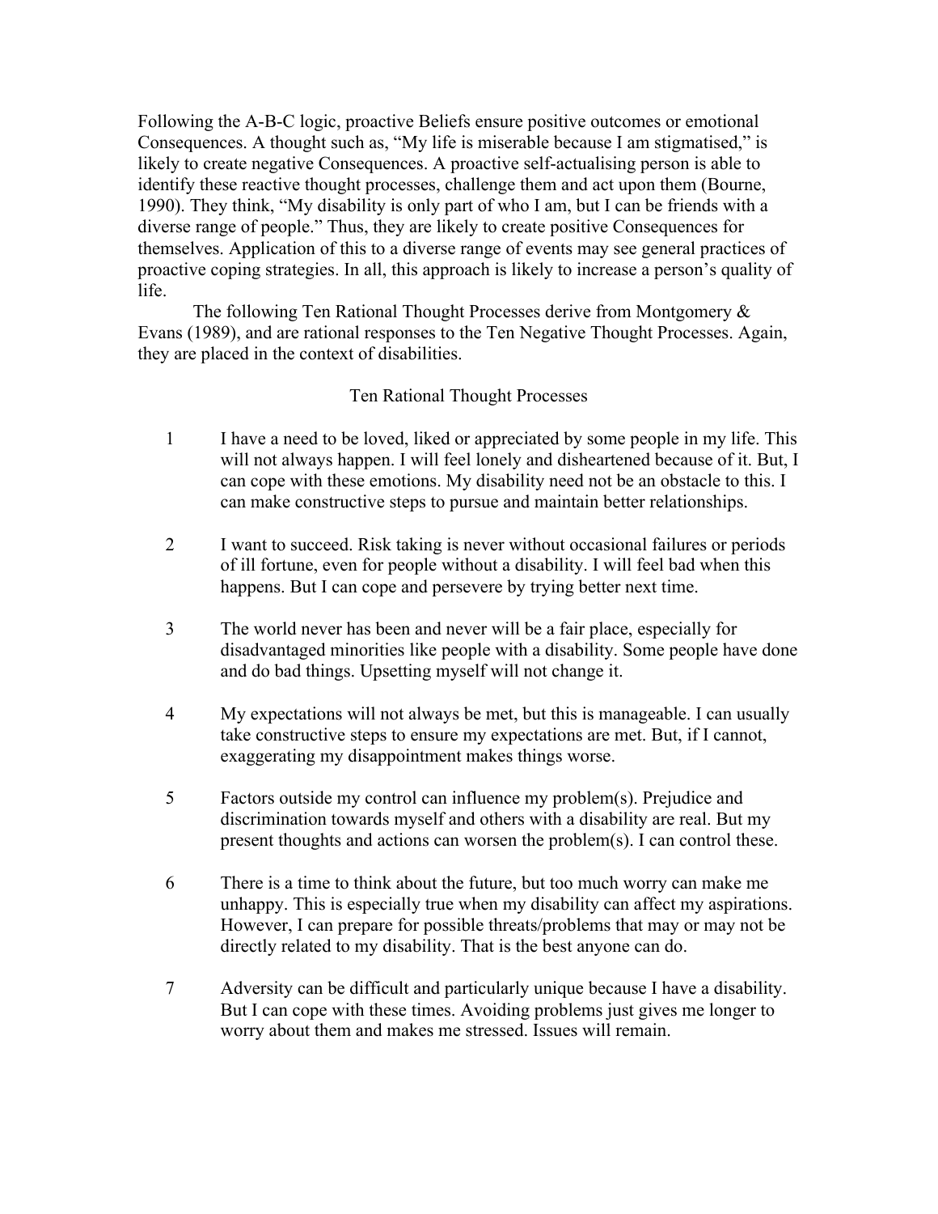Following the A-B-C logic, proactive Beliefs ensure positive outcomes or emotional Consequences. A thought such as, "My life is miserable because I am stigmatised," is likely to create negative Consequences. A proactive self-actualising person is able to identify these reactive thought processes, challenge them and act upon them (Bourne, 1990). They think, "My disability is only part of who I am, but I can be friends with a diverse range of people." Thus, they are likely to create positive Consequences for themselves. Application of this to a diverse range of events may see general practices of proactive coping strategies. In all, this approach is likely to increase a person's quality of life.

The following Ten Rational Thought Processes derive from Montgomery & Evans (1989), and are rational responses to the Ten Negative Thought Processes. Again, they are placed in the context of disabilities.

Ten Rational Thought Processes

1. I have a need to be loved, liked or appreciated by some people in my life. This will not always happen. I will feel lonely and disheartened because of it. But, I can cope with these emotions. My disability need not be an obstacle to this. I can make constructive steps to pursue and maintain better relationships.

2. I want to succeed. Risk taking is never without occasional failures or periods of ill fortune, even for people without a disability. I will feel bad when this happens. But I can cope and persevere by trying better next time.

3. The world never has been and never will be a fair place, especially for disadvantaged minorities like people with a disability. Some people have done and do bad things. Upsetting myself will not change it.

4. My expectations will not always be met, but this is manageable. I can usually take constructive steps to ensure my expectations are met. But, if I cannot, exaggerating my disappointment makes things worse.

5. Factors outside my control can influence my problem(s). Prejudice and discrimination towards myself and others with a disability are real. But my present thoughts and actions can worsen the problem(s). I can control these.

6. There is a time to think about the future, but too much worry can make me unhappy. This is especially true when my disability can affect my aspirations. However, I can prepare for possible threats/problems that may or may not be directly related to my disability. That is the best anyone can do.

7. Adversity can be difficult and particularly unique because I have a disability. But I can cope with these times. Avoiding problems just gives me longer to worry about them and makes me stressed. Issues will remain.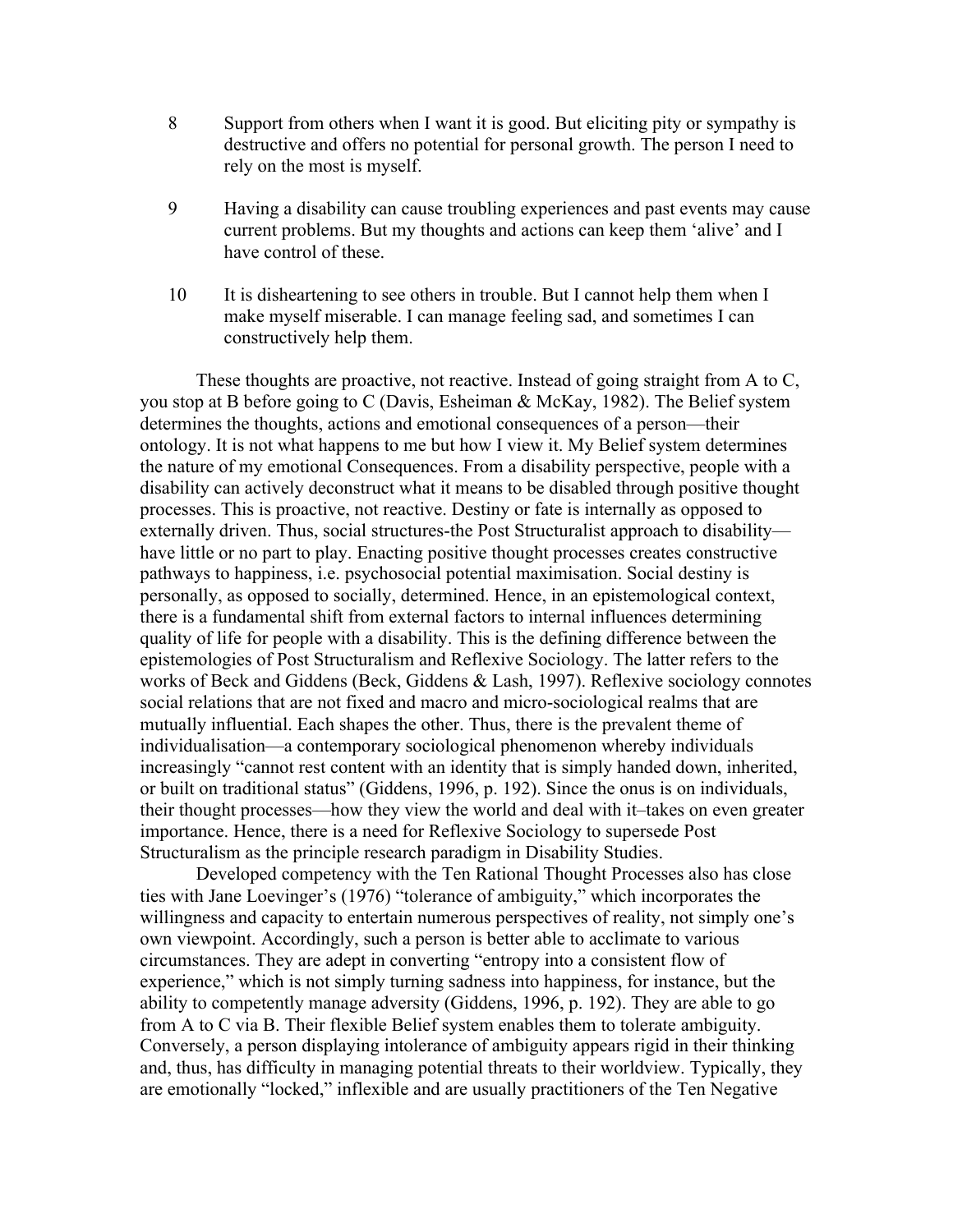8. Support from others when I want it is good. But eliciting pity or sympathy is destructive and offers no potential for personal growth. The person I need to rely on the most is myself.

9. Having a disability can cause troubling experiences and past events may cause current problems. But my thoughts and actions can keep them 'alive' and I have control of these.

10. It is disheartening to see others in trouble. But I cannot help them when I make myself miserable. I can manage feeling sad, and sometimes I can constructively help them.

These thoughts are proactive, not reactive. Instead of going straight from A to C, you stop at B before going to C (Davis, Esheiman & McKay, 1982). The Belief system determines the thoughts, actions and emotional consequences of a person—their ontology. It is not what happens to me but how I view it. My Belief system determines the nature of my emotional Consequences. From a disability perspective, people with a disability can actively deconstruct what it means to be disabled through positive thought processes. This is proactive, not reactive. Destiny or fate is internally as opposed to externally driven. Thus, social structures-the Post Structuralist approach to disability—have little or no part to play. Enacting positive thought processes creates constructive pathways to happiness, i.e. psychosocial potential maximisation. Social destiny is personally, as opposed to socially, determined. Hence, in an epistemological context, there is a fundamental shift from external factors to internal influences determining quality of life for people with a disability. This is the defining difference between the epistemologies of Post Structuralism and Reflexive Sociology. The latter refers to the works of Beck and Giddens (Beck, Giddens & Lash, 1997). Reflexive sociology connotes social relations that are not fixed and macro and micro-sociological realms that are mutually influential. Each shapes the other. Thus, there is the prevalent theme of individualisation—a contemporary sociological phenomenon whereby individuals increasingly "cannot rest content with an identity that is simply handed down, inherited, or built on traditional status" (Giddens, 1996, p. 192). Since the onus is on individuals, their thought processes—how they view the world and deal with it–takes on even greater importance. Hence, there is a need for Reflexive Sociology to supersede Post Structuralism as the principle research paradigm in Disability Studies.

Developed competency with the Ten Rational Thought Processes also has close ties with Jane Loevinger's (1976) "tolerance of ambiguity," which incorporates the willingness and capacity to entertain numerous perspectives of reality, not simply one's own viewpoint. Accordingly, such a person is better able to acclimate to various circumstances. They are adept in converting "entropy into a consistent flow of experience," which is not simply turning sadness into happiness, for instance, but the ability to competently manage adversity (Giddens, 1996, p. 192). They are able to go from A to C via B. Their flexible Belief system enables them to tolerate ambiguity. Conversely, a person displaying intolerance of ambiguity appears rigid in their thinking and, thus, has difficulty in managing potential threats to their worldview. Typically, they are emotionally "locked," inflexible and are usually practitioners of the Ten Negative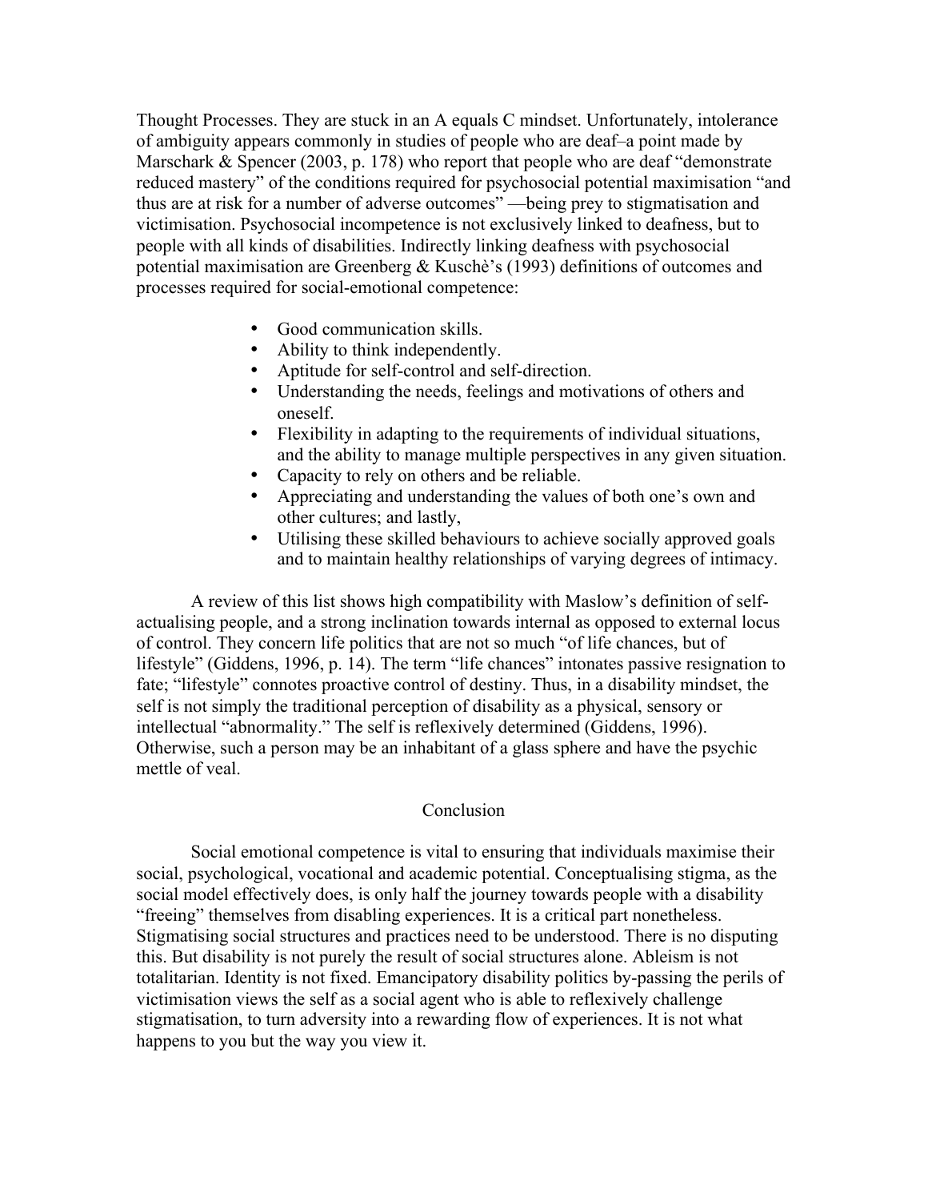Thought Processes. They are stuck in an A equals C mindset. Unfortunately, intolerance of ambiguity appears commonly in studies of people who are deaf–a point made by Marschark & Spencer (2003, p. 178) who report that people who are deaf "demonstrate reduced mastery" of the conditions required for psychosocial potential maximisation "and thus are at risk for a number of adverse outcomes" —being prey to stigmatisation and victimisation. Psychosocial incompetence is not exclusively linked to deafness, but to people with all kinds of disabilities. Indirectly linking deafness with psychosocial potential maximisation are Greenberg & Kuschè's (1993) definitions of outcomes and processes required for social-emotional competence:

- Good communication skills.
- Ability to think independently.
- Aptitude for self-control and self-direction.
- Understanding the needs, feelings and motivations of others and oneself.
- Flexibility in adapting to the requirements of individual situations, and the ability to manage multiple perspectives in any given situation.
- Capacity to rely on others and be reliable.
- Appreciating and understanding the values of both one's own and other cultures; and lastly,
- Utilising these skilled behaviours to achieve socially approved goals and to maintain healthy relationships of varying degrees of intimacy.

A review of this list shows high compatibility with Maslow's definition of self-actualising people, and a strong inclination towards internal as opposed to external locus of control. They concern life politics that are not so much "of life chances, but of lifestyle" (Giddens, 1996, p. 14). The term "life chances" intonates passive resignation to fate; "lifestyle" connotes proactive control of destiny. Thus, in a disability mindset, the self is not simply the traditional perception of disability as a physical, sensory or intellectual "abnormality." The self is reflexively determined (Giddens, 1996). Otherwise, such a person may be an inhabitant of a glass sphere and have the psychic mettle of veal.

## Conclusion

Social emotional competence is vital to ensuring that individuals maximise their social, psychological, vocational and academic potential. Conceptualising stigma, as the social model effectively does, is only half the journey towards people with a disability "freeing" themselves from disabling experiences. It is a critical part nonetheless. Stigmatising social structures and practices need to be understood. There is no disputing this. But disability is not purely the result of social structures alone. Ableism is not totalitarian. Identity is not fixed. Emancipatory disability politics by-passing the perils of victimisation views the self as a social agent who is able to reflexively challenge stigmatisation, to turn adversity into a rewarding flow of experiences. It is not what happens to you but the way you view it.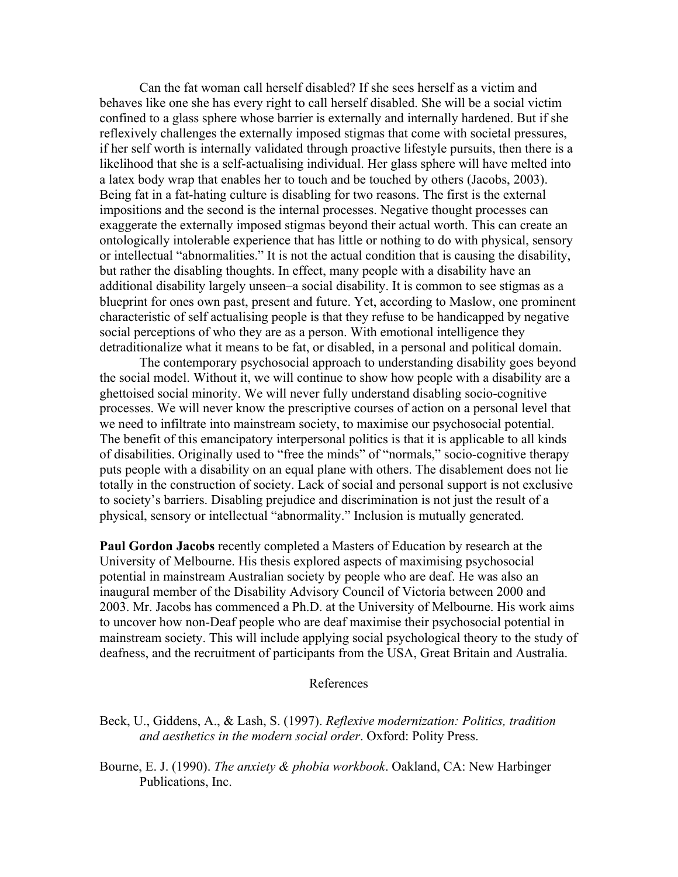Can the fat woman call herself disabled? If she sees herself as a victim and behaves like one she has every right to call herself disabled. She will be a social victim confined to a glass sphere whose barrier is externally and internally hardened. But if she reflexively challenges the externally imposed stigmas that come with societal pressures, if her self worth is internally validated through proactive lifestyle pursuits, then there is a likelihood that she is a self-actualising individual. Her glass sphere will have melted into a latex body wrap that enables her to touch and be touched by others (Jacobs, 2003). Being fat in a fat-hating culture is disabling for two reasons. The first is the external impositions and the second is the internal processes. Negative thought processes can exaggerate the externally imposed stigmas beyond their actual worth. This can create an ontologically intolerable experience that has little or nothing to do with physical, sensory or intellectual "abnormalities." It is not the actual condition that is causing the disability, but rather the disabling thoughts. In effect, many people with a disability have an additional disability largely unseen–a social disability. It is common to see stigmas as a blueprint for ones own past, present and future. Yet, according to Maslow, one prominent characteristic of self actualising people is that they refuse to be handicapped by negative social perceptions of who they are as a person. With emotional intelligence they detraditionalize what it means to be fat, or disabled, in a personal and political domain.

The contemporary psychosocial approach to understanding disability goes beyond the social model. Without it, we will continue to show how people with a disability are a ghettoised social minority. We will never fully understand disabling socio-cognitive processes. We will never know the prescriptive courses of action on a personal level that we need to infiltrate into mainstream society, to maximise our psychosocial potential. The benefit of this emancipatory interpersonal politics is that it is applicable to all kinds of disabilities. Originally used to "free the minds" of "normals," socio-cognitive therapy puts people with a disability on an equal plane with others. The disablement does not lie totally in the construction of society. Lack of social and personal support is not exclusive to society's barriers. Disabling prejudice and discrimination is not just the result of a physical, sensory or intellectual "abnormality." Inclusion is mutually generated.

**Paul Gordon Jacobs** recently completed a Masters of Education by research at the University of Melbourne. His thesis explored aspects of maximising psychosocial potential in mainstream Australian society by people who are deaf. He was also an inaugural member of the Disability Advisory Council of Victoria between 2000 and 2003. Mr. Jacobs has commenced a Ph.D. at the University of Melbourne. His work aims to uncover how non-Deaf people who are deaf maximise their psychosocial potential in mainstream society. This will include applying social psychological theory to the study of deafness, and the recruitment of participants from the USA, Great Britain and Australia.

## References

Beck, U., Giddens, A., & Lash, S. (1997). *Reflexive modernization: Politics, tradition and aesthetics in the modern social order*. Oxford: Polity Press.

Bourne, E. J. (1990). *The anxiety & phobia workbook*. Oakland, CA: New Harbinger Publications, Inc.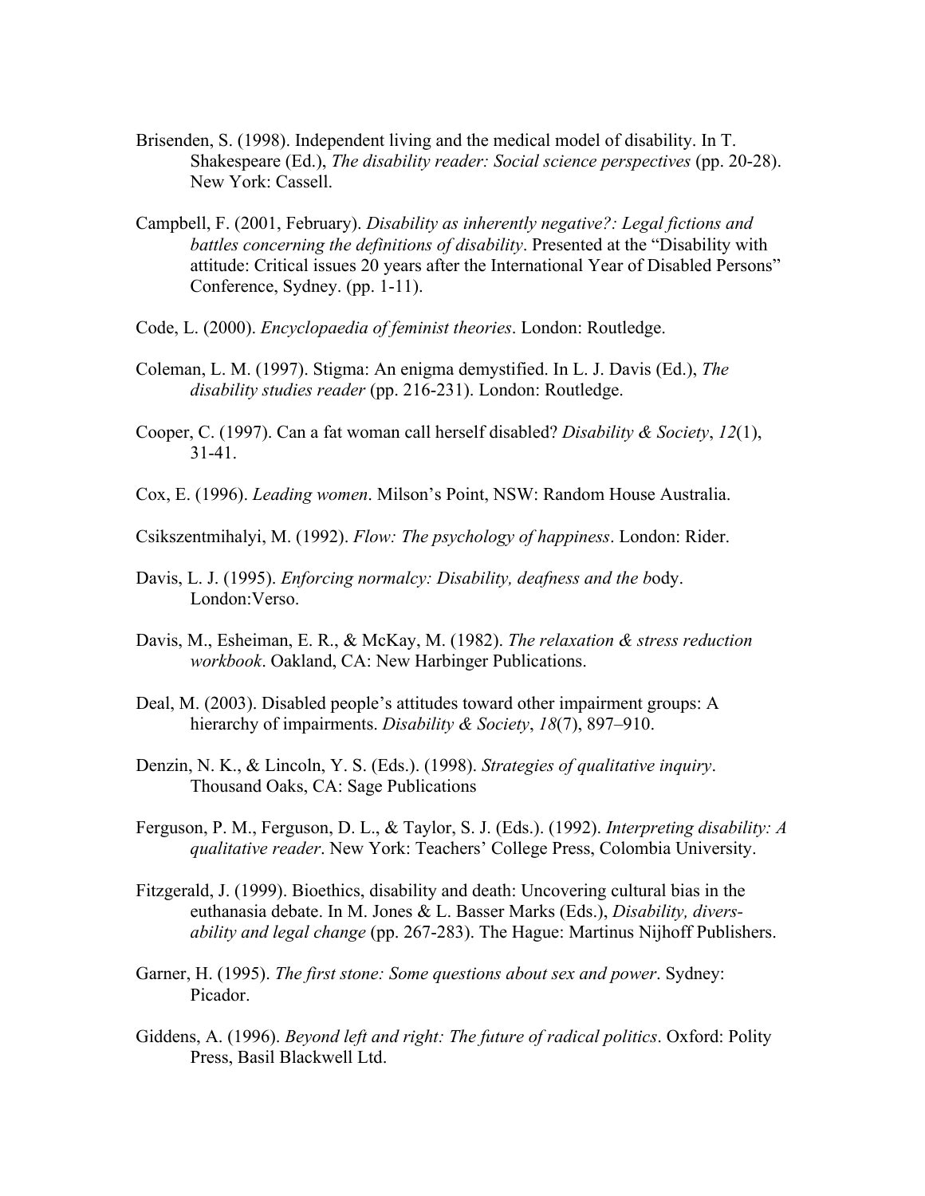Brisenden, S. (1998). Independent living and the medical model of disability. In T. Shakespeare (Ed.), *The disability reader: Social science perspectives* (pp. 20-28). New York: Cassell.

Campbell, F. (2001, February). *Disability as inherently negative?: Legal fictions and battles concerning the definitions of disability*. Presented at the "Disability with attitude: Critical issues 20 years after the International Year of Disabled Persons" Conference, Sydney. (pp. 1-11).

Code, L. (2000). *Encyclopaedia of feminist theories*. London: Routledge.

Coleman, L. M. (1997). Stigma: An enigma demystified. In L. J. Davis (Ed.), *The disability studies reader* (pp. 216-231). London: Routledge.

Cooper, C. (1997). Can a fat woman call herself disabled? *Disability & Society*, *12*(1), 31-41.

Cox, E. (1996). *Leading women*. Milson's Point, NSW: Random House Australia.

Csikszentmihalyi, M. (1992). *Flow: The psychology of happiness*. London: Rider.

Davis, L. J. (1995). *Enforcing normalcy: Disability, deafness and the b*ody. London:Verso.

Davis, M., Esheiman, E. R., & McKay, M. (1982). *The relaxation & stress reduction workbook*. Oakland, CA: New Harbinger Publications.

Deal, M. (2003). Disabled people's attitudes toward other impairment groups: A hierarchy of impairments. *Disability & Society*, *18*(7), 897–910.

Denzin, N. K., & Lincoln, Y. S. (Eds.). (1998). *Strategies of qualitative inquiry*. Thousand Oaks, CA: Sage Publications

Ferguson, P. M., Ferguson, D. L., & Taylor, S. J. (Eds.). (1992). *Interpreting disability: A qualitative reader*. New York: Teachers' College Press, Colombia University.

Fitzgerald, J. (1999). Bioethics, disability and death: Uncovering cultural bias in the euthanasia debate. In M. Jones & L. Basser Marks (Eds.), *Disability, divers-ability and legal change* (pp. 267-283). The Hague: Martinus Nijhoff Publishers.

Garner, H. (1995). *The first stone: Some questions about sex and power*. Sydney: Picador.

Giddens, A. (1996). *Beyond left and right: The future of radical politics*. Oxford: Polity Press, Basil Blackwell Ltd.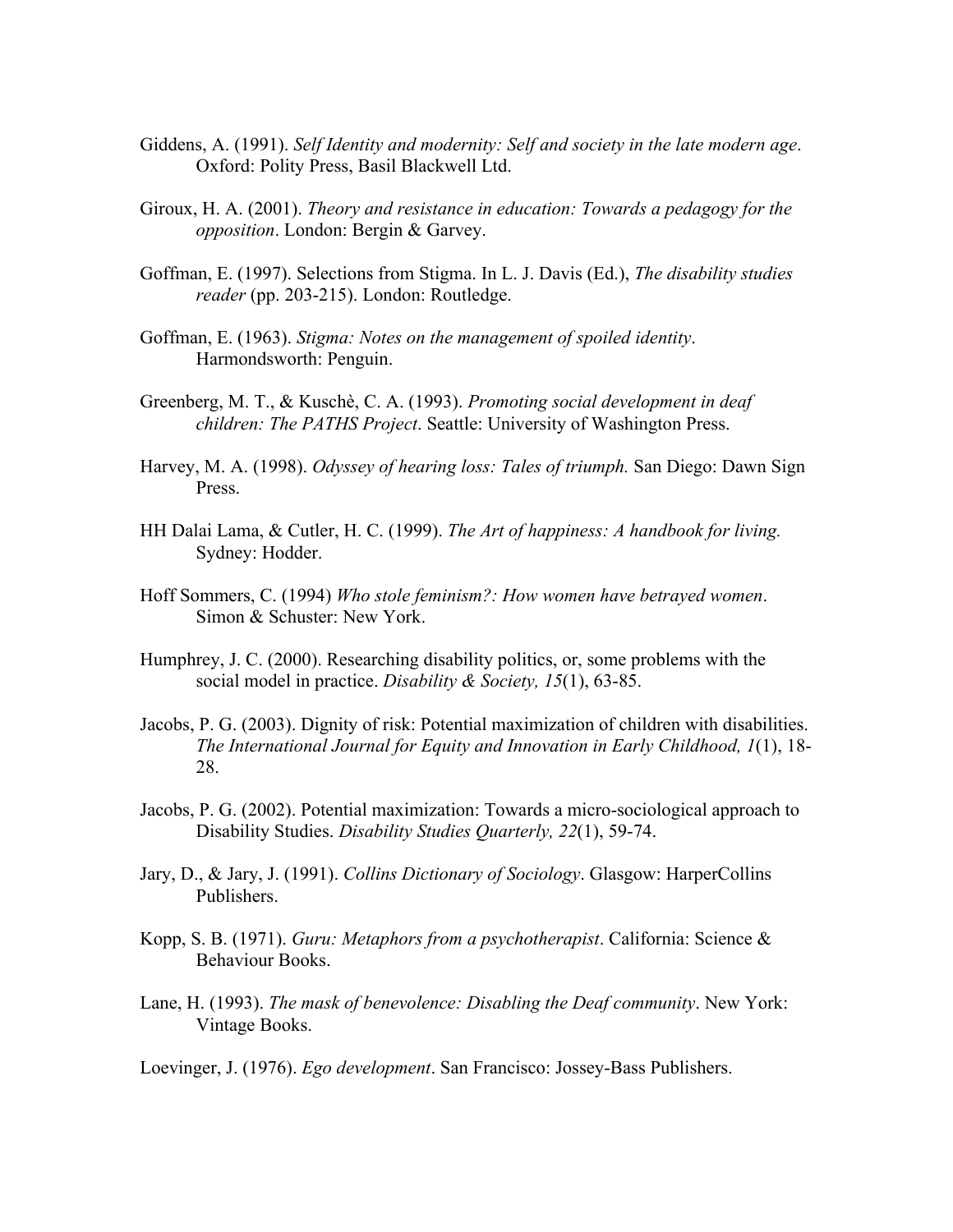Giddens, A. (1991). *Self Identity and modernity: Self and society in the late modern age*. Oxford: Polity Press, Basil Blackwell Ltd.

Giroux, H. A. (2001). *Theory and resistance in education: Towards a pedagogy for the opposition*. London: Bergin & Garvey.

Goffman, E. (1997). Selections from Stigma. In L. J. Davis (Ed.), *The disability studies reader* (pp. 203-215). London: Routledge.

Goffman, E. (1963). *Stigma: Notes on the management of spoiled identity*. Harmondsworth: Penguin.

Greenberg, M. T., & Kuschè, C. A. (1993). *Promoting social development in deaf children: The PATHS Project*. Seattle: University of Washington Press.

Harvey, M. A. (1998). *Odyssey of hearing loss: Tales of triumph.* San Diego: Dawn Sign Press.

HH Dalai Lama, & Cutler, H. C. (1999). *The Art of happiness: A handbook for living.* Sydney: Hodder.

Hoff Sommers, C. (1994) *Who stole feminism?: How women have betrayed women*. Simon & Schuster: New York.

Humphrey, J. C. (2000). Researching disability politics, or, some problems with the social model in practice. *Disability & Society, 15*(1), 63-85.

Jacobs, P. G. (2003). Dignity of risk: Potential maximization of children with disabilities. *The International Journal for Equity and Innovation in Early Childhood, 1*(1), 18-28.

Jacobs, P. G. (2002). Potential maximization: Towards a micro-sociological approach to Disability Studies. *Disability Studies Quarterly, 22*(1), 59-74.

Jary, D., & Jary, J. (1991). *Collins Dictionary of Sociology*. Glasgow: HarperCollins Publishers.

Kopp, S. B. (1971). *Guru: Metaphors from a psychotherapist*. California: Science & Behaviour Books.

Lane, H. (1993). *The mask of benevolence: Disabling the Deaf community*. New York: Vintage Books.

Loevinger, J. (1976). *Ego development*. San Francisco: Jossey-Bass Publishers.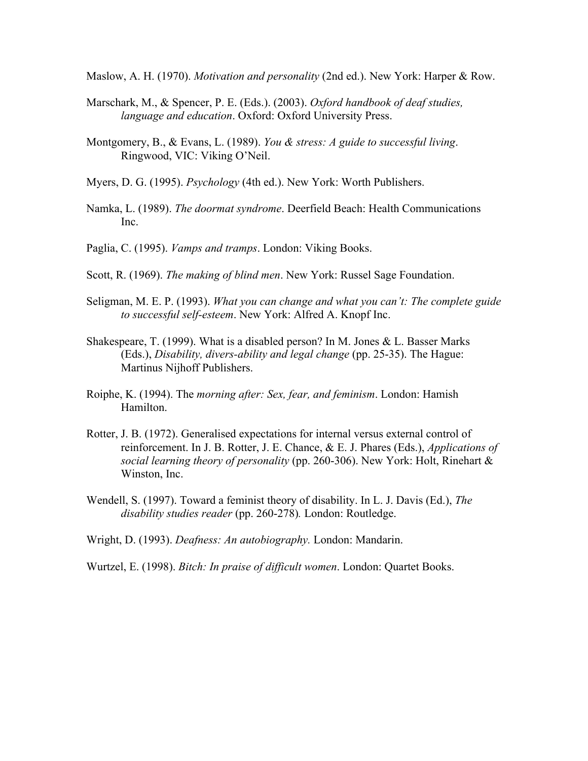Maslow, A. H. (1970). *Motivation and personality* (2nd ed.). New York: Harper & Row.

Marschark, M., & Spencer, P. E. (Eds.). (2003). *Oxford handbook of deaf studies, language and education*. Oxford: Oxford University Press.

Montgomery, B., & Evans, L. (1989). *You & stress: A guide to successful living*. Ringwood, VIC: Viking O'Neil.

Myers, D. G. (1995). *Psychology* (4th ed.). New York: Worth Publishers.

Namka, L. (1989). *The doormat syndrome*. Deerfield Beach: Health Communications Inc.

Paglia, C. (1995). *Vamps and tramps*. London: Viking Books.

Scott, R. (1969). *The making of blind men*. New York: Russel Sage Foundation.

Seligman, M. E. P. (1993). *What you can change and what you can't: The complete guide to successful self-esteem*. New York: Alfred A. Knopf Inc.

Shakespeare, T. (1999). What is a disabled person? In M. Jones & L. Basser Marks (Eds.), *Disability, divers-ability and legal change* (pp. 25-35). The Hague: Martinus Nijhoff Publishers.

Roiphe, K. (1994). The *morning after: Sex, fear, and feminism*. London: Hamish Hamilton.

Rotter, J. B. (1972). Generalised expectations for internal versus external control of reinforcement. In J. B. Rotter, J. E. Chance, & E. J. Phares (Eds.), *Applications of social learning theory of personality* (pp. 260-306). New York: Holt, Rinehart & Winston, Inc.

Wendell, S. (1997). Toward a feminist theory of disability. In L. J. Davis (Ed.), *The disability studies reader* (pp. 260-278). London: Routledge.

Wright, D. (1993). *Deafness: An autobiography.* London: Mandarin.

Wurtzel, E. (1998). *Bitch: In praise of difficult women*. London: Quartet Books.